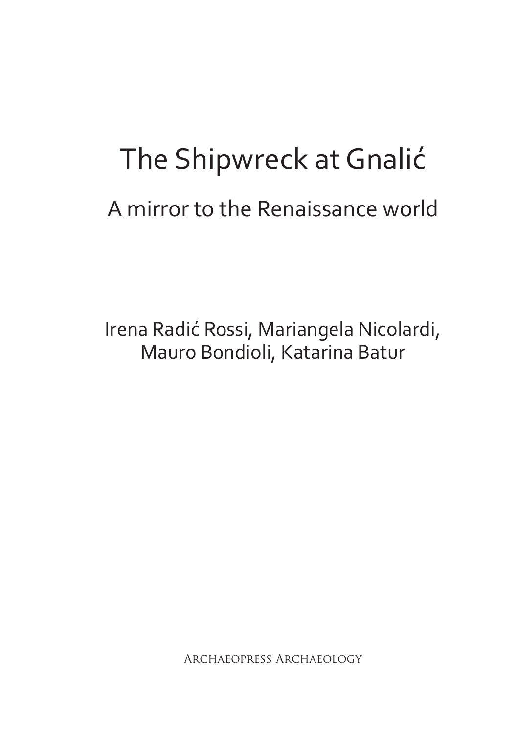# The Shipwreck at Gnalić

## A mirror to the Renaissance world

Irena Radić Rossi, Mariangela Nicolardi, Mauro Bondioli, Katarina Batur

Archaeopress Archaeology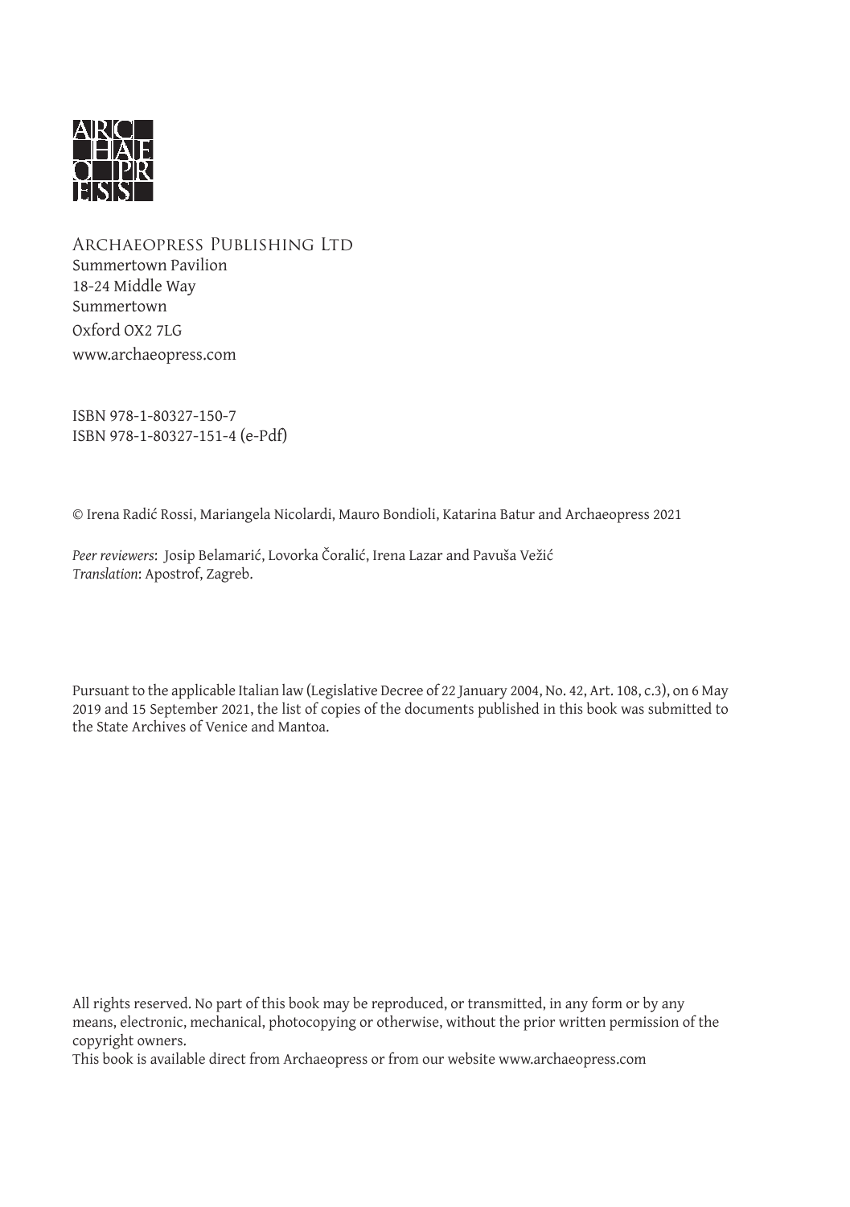Archaeopress Publishing Ltd
Summertown Pavilion
18-24 Middle Way
Summertown
Oxford OX2 7LG
www.archaeopress.com

ISBN 978-1-80327-150-7
ISBN 978-1-80327-151-4 (e-Pdf)

© Irena Radić Rossi, Mariangela Nicolardi, Mauro Bondioli, Katarina Batur and Archaeopress 2021

*Peer reviewers*: Josip Belamarić, Lovorka Čoralić, Irena Lazar and Pavuša Vežić
*Translation*: Apostrof, Zagreb.

Pursuant to the applicable Italian law (Legislative Decree of 22 January 2004, No. 42, Art. 108, c.3), on 6 May 2019 and 15 September 2021, the list of copies of the documents published in this book was submitted to the State Archives of Venice and Mantoa.

All rights reserved. No part of this book may be reproduced, or transmitted, in any form or by any means, electronic, mechanical, photocopying or otherwise, without the prior written permission of the copyright owners.
This book is available direct from Archaeopress or from our website www.archaeopress.com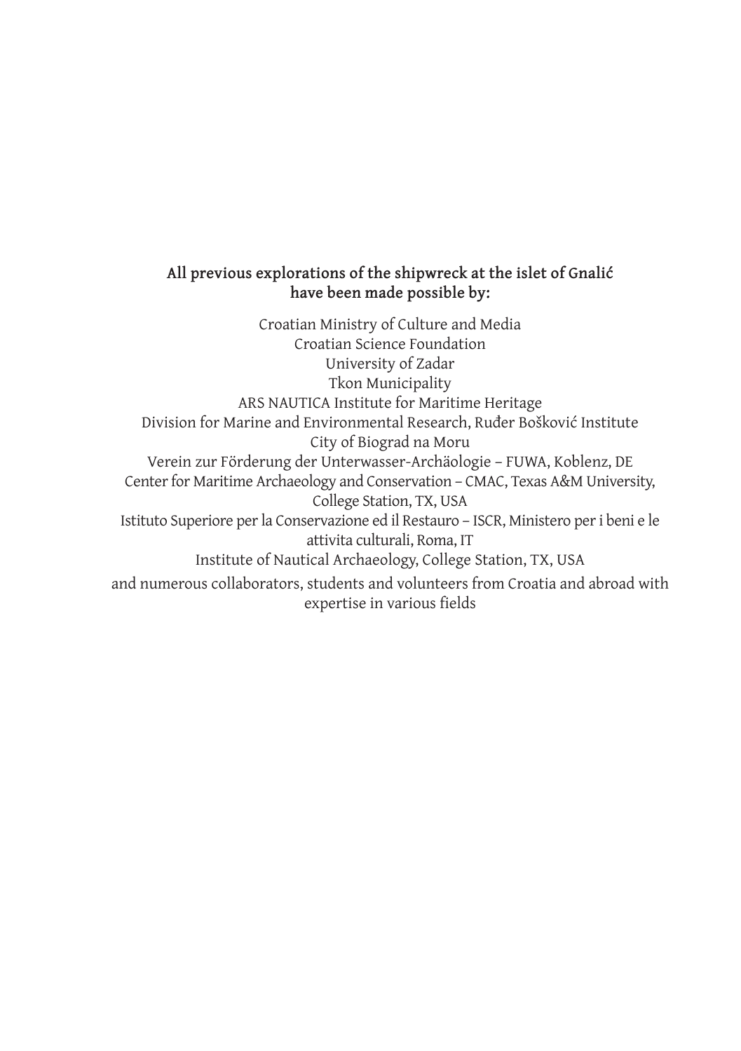**All previous explorations of the shipwreck at the islet of Gnalić have been made possible by:**

Croatian Ministry of Culture and Media
Croatian Science Foundation
University of Zadar
Tkon Municipality
ARS NAUTICA Institute for Maritime Heritage
Division for Marine and Environmental Research, Ruđer Bošković Institute
City of Biograd na Moru
Verein zur Förderung der Unterwasser-Archäologie – FUWA, Koblenz, DE
Center for Maritime Archaeology and Conservation – CMAC, Texas A&M University, College Station, TX, USA
Istituto Superiore per la Conservazione ed il Restauro – ISCR, Ministero per i beni e le attivita culturali, Roma, IT
Institute of Nautical Archaeology, College Station, TX, USA
and numerous collaborators, students and volunteers from Croatia and abroad with expertise in various fields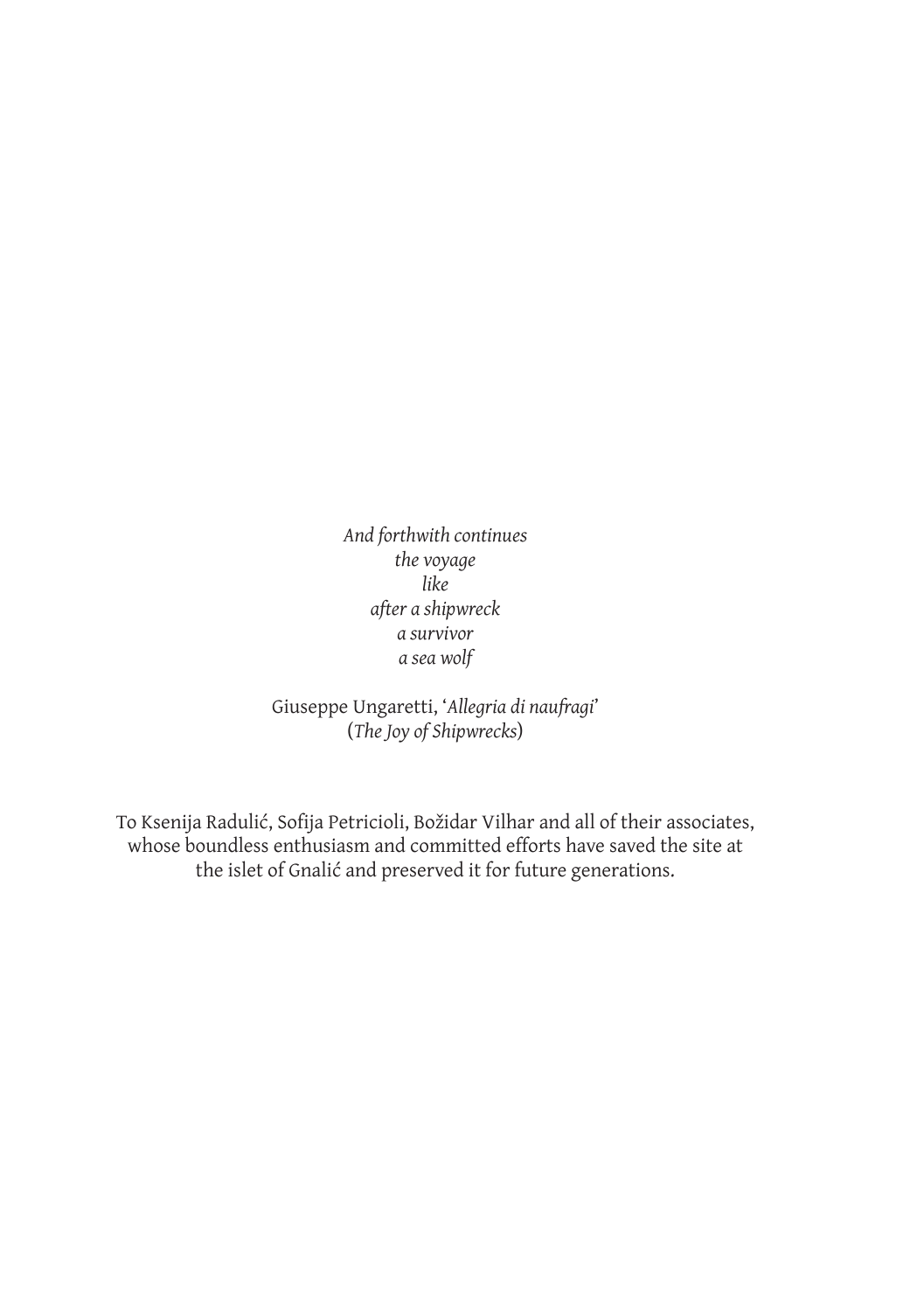*And forthwith continues*
*the voyage*
*like*
*after a shipwreck*
*a survivor*
*a sea wolf*

Giuseppe Ungaretti, '*Allegria di naufragi*'
(*The Joy of Shipwrecks*)

To Ksenija Radulić, Sofija Petricioli, Božidar Vilhar and all of their associates, whose boundless enthusiasm and committed efforts have saved the site at the islet of Gnalić and preserved it for future generations.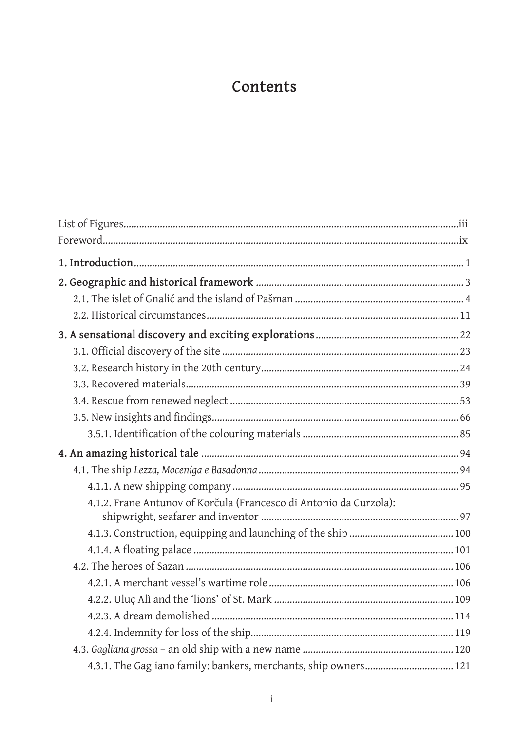# Contents

List of Figures ... iii

Foreword ... ix

**1. Introduction** ... 1

**2. Geographic and historical framework** ... 3

- 2.1. The islet of Gnalić and the island of Pašman ... 4
- 2.2. Historical circumstances ... 11

**3. A sensational discovery and exciting explorations** ... 22

- 3.1. Official discovery of the site ... 23
- 3.2. Research history in the 20th century ... 24
- 3.3. Recovered materials ... 39
- 3.4. Rescue from renewed neglect ... 53
- 3.5. New insights and findings ... 66
  - 3.5.1. Identification of the colouring materials ... 85

**4. An amazing historical tale** ... 94

- 4.1. The ship *Lezza, Moceniga e Basadonna* ... 94
  - 4.1.1. A new shipping company ... 95
  - 4.1.2. Frane Antunov of Korčula (Francesco di Antonio da Curzola): shipwright, seafarer and inventor ... 97
  - 4.1.3. Construction, equipping and launching of the ship ... 100
  - 4.1.4. A floating palace ... 101
- 4.2. The heroes of Sazan ... 106
  - 4.2.1. A merchant vessel's wartime role ... 106
  - 4.2.2. Uluç Alì and the 'lions' of St. Mark ... 109
  - 4.2.3. A dream demolished ... 114
  - 4.2.4. Indemnity for loss of the ship ... 119
- 4.3. *Gagliana grossa* – an old ship with a new name ... 120
  - 4.3.1. The Gagliano family: bankers, merchants, ship owners ... 121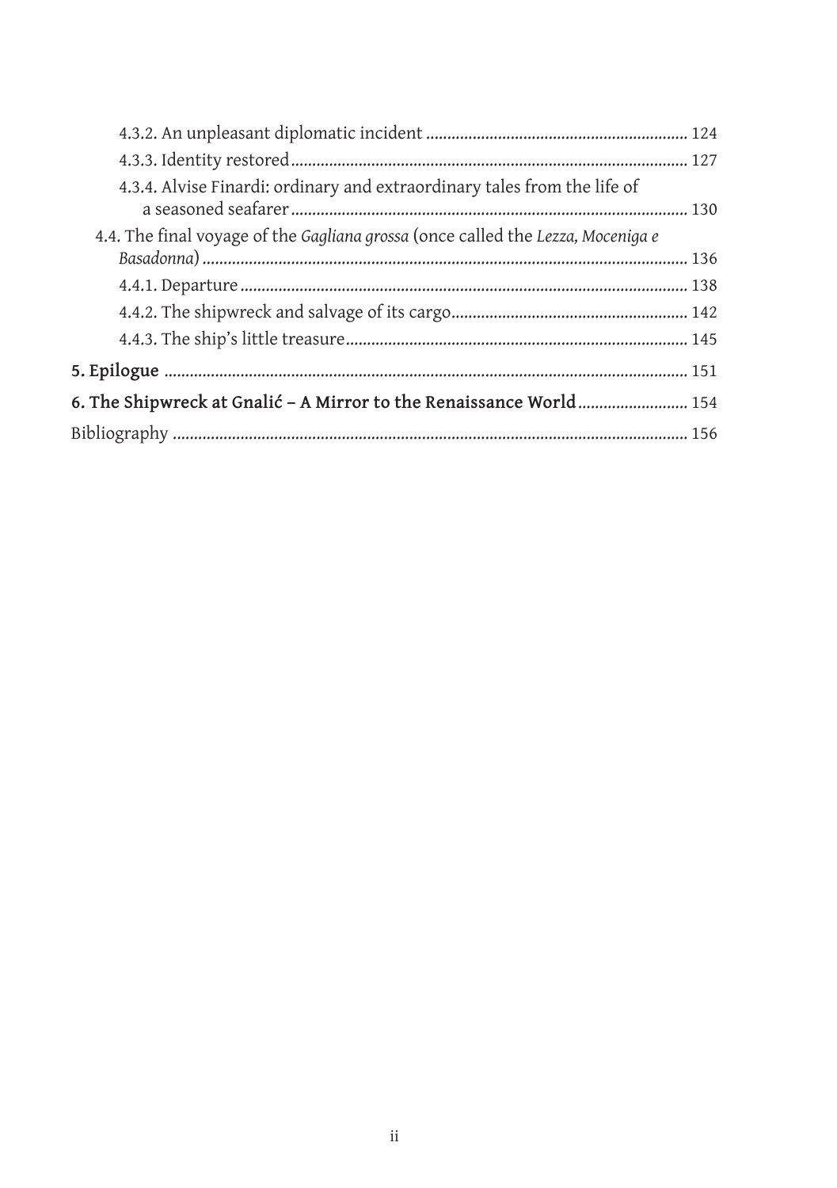4.3.2. An unpleasant diplomatic incident ..... 124

4.3.3. Identity restored ..... 127

4.3.4. Alvise Finardi: ordinary and extraordinary tales from the life of a seasoned seafarer ..... 130

4.4. The final voyage of the *Gagliana grossa* (once called the *Lezza, Moceniga e Basadonna*) ..... 136

4.4.1. Departure ..... 138

4.4.2. The shipwreck and salvage of its cargo ..... 142

4.4.3. The ship's little treasure ..... 145

**5. Epilogue** ..... 151

**6. The Shipwreck at Gnalić – A Mirror to the Renaissance World** ..... 154

Bibliography ..... 156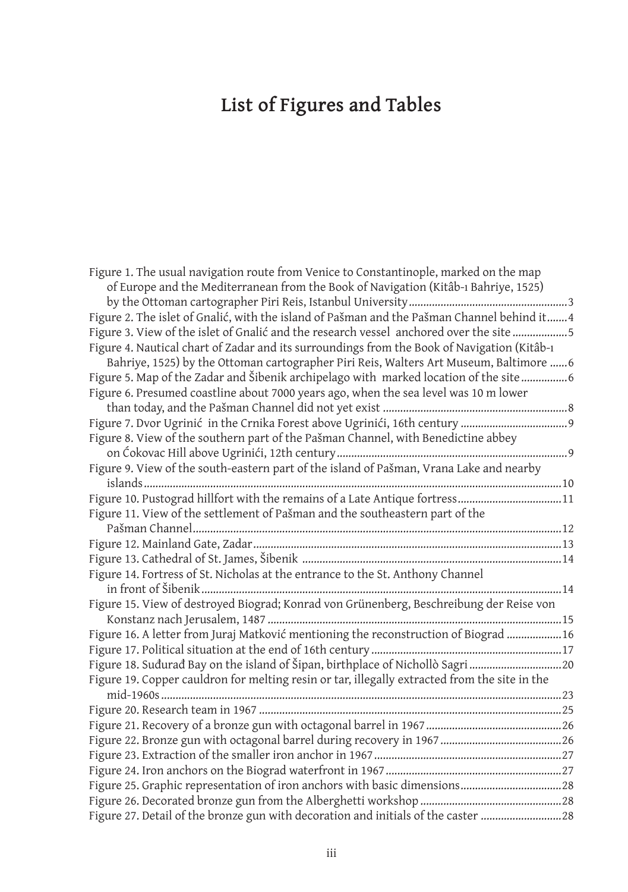# List of Figures and Tables

Figure 1. The usual navigation route from Venice to Constantinople, marked on the map of Europe and the Mediterranean from the Book of Navigation (Kitâb-ı Bahriye, 1525) by the Ottoman cartographer Piri Reis, Istanbul University ....................................................... 3

Figure 2. The islet of Gnalić, with the island of Pašman and the Pašman Channel behind it ....... 4

Figure 3. View of the islet of Gnalić and the research vessel anchored over the site ................... 5

Figure 4. Nautical chart of Zadar and its surroundings from the Book of Navigation (Kitâb-ı Bahriye, 1525) by the Ottoman cartographer Piri Reis, Walters Art Museum, Baltimore ...... 6

Figure 5. Map of the Zadar and Šibenik archipelago with marked location of the site ................ 6

Figure 6. Presumed coastline about 7000 years ago, when the sea level was 10 m lower than today, and the Pašman Channel did not yet exist ................................................................ 8

Figure 7. Dvor Ugrinić in the Crnika Forest above Ugrinići, 16th century ..................................... 9

Figure 8. View of the southern part of the Pašman Channel, with Benedictine abbey on Ćokovac Hill above Ugrinići, 12th century ................................................................................ 9

Figure 9. View of the south-eastern part of the island of Pašman, Vrana Lake and nearby islands ................................................................................................................................ 10

Figure 10. Pustograd hillfort with the remains of a Late Antique fortress .................................... 11

Figure 11. View of the settlement of Pašman and the southeastern part of the Pašman Channel ............................................................................................................................... 12

Figure 12. Mainland Gate, Zadar ........................................................................................................... 13

Figure 13. Cathedral of St. James, Šibenik ......................................................................................... 14

Figure 14. Fortress of St. Nicholas at the entrance to the St. Anthony Channel in front of Šibenik ............................................................................................................................ 14

Figure 15. View of destroyed Biograd; Konrad von Grünenberg, Beschreibung der Reise von Konstanz nach Jerusalem, 1487 ...................................................................................... 15

Figure 16. A letter from Juraj Matković mentioning the reconstruction of Biograd ................... 16

Figure 17. Political situation at the end of 16th century ................................................................. 17

Figure 18. Suđurađ Bay on the island of Šipan, birthplace of Nichollò Sagri ................................ 20

Figure 19. Copper cauldron for melting resin or tar, illegally extracted from the site in the mid-1960s ........................................................................................................................... 23

Figure 20. Research team in 1967 ........................................................................................................ 25

Figure 21. Recovery of a bronze gun with octagonal barrel in 1967 ............................................... 26

Figure 22. Bronze gun with octagonal barrel during recovery in 1967 .......................................... 26

Figure 23. Extraction of the smaller iron anchor in 1967 ................................................................. 27

Figure 24. Iron anchors on the Biograd waterfront in 1967 ............................................................. 27

Figure 25. Graphic representation of iron anchors with basic dimensions ................................... 28

Figure 26. Decorated bronze gun from the Alberghetti workshop ................................................. 28

Figure 27. Detail of the bronze gun with decoration and initials of the caster ............................ 28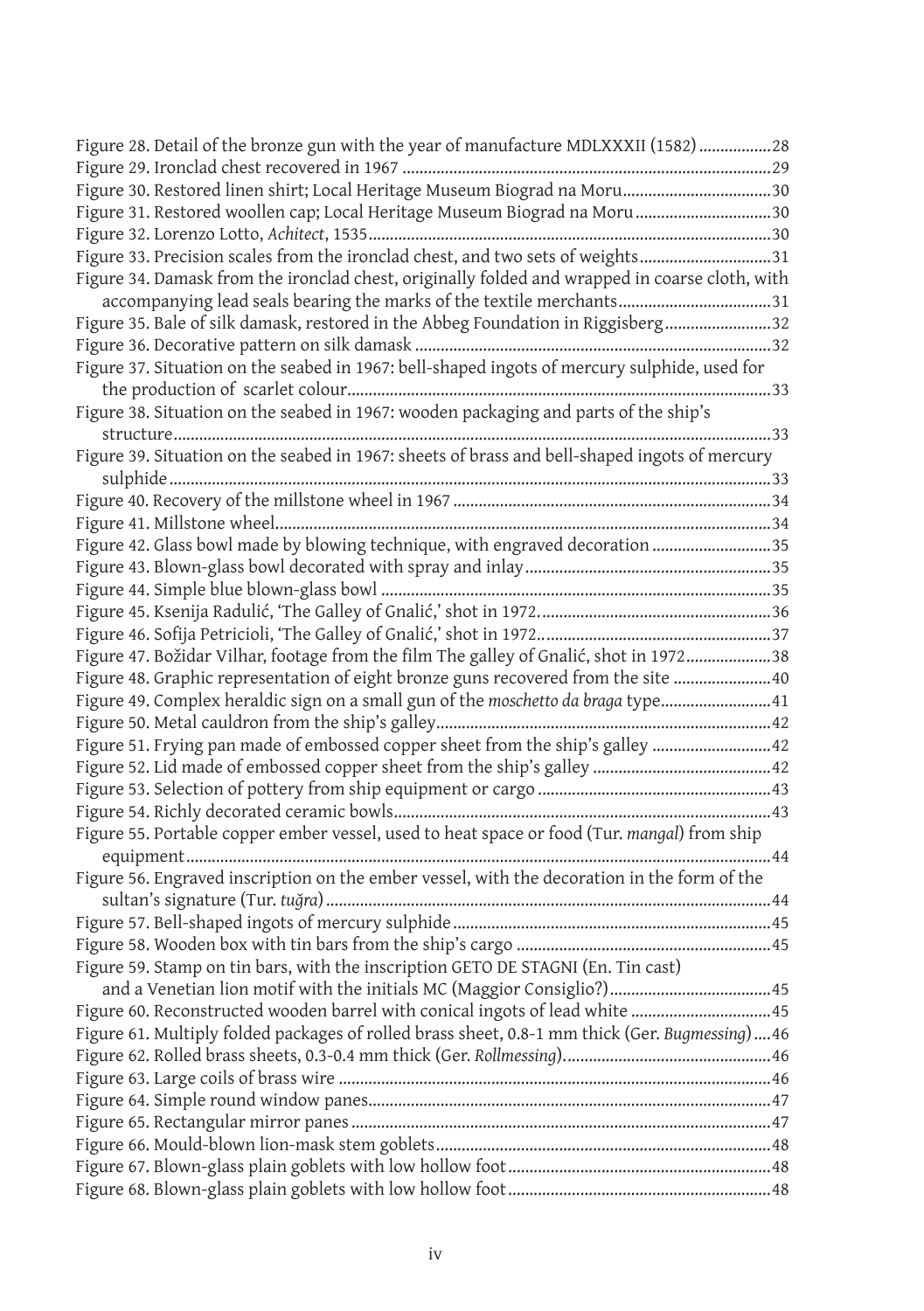Figure 28. Detail of the bronze gun with the year of manufacture MDLXXXII (1582) .................28
Figure 29. Ironclad chest recovered in 1967 .......................................................................................29
Figure 30. Restored linen shirt; Local Heritage Museum Biograd na Moru...................................30
Figure 31. Restored woollen cap; Local Heritage Museum Biograd na Moru ................................30
Figure 32. Lorenzo Lotto, *Achitect*, 1535..............................................................................................30
Figure 33. Precision scales from the ironclad chest, and two sets of weights...............................31
Figure 34. Damask from the ironclad chest, originally folded and wrapped in coarse cloth, with accompanying lead seals bearing the marks of the textile merchants....................................31
Figure 35. Bale of silk damask, restored in the Abbeg Foundation in Riggisberg.........................32
Figure 36. Decorative pattern on silk damask ...................................................................................32
Figure 37. Situation on the seabed in 1967: bell-shaped ingots of mercury sulphide, used for the production of scarlet colour...................................................................................................33
Figure 38. Situation on the seabed in 1967: wooden packaging and parts of the ship's structure.............................................................................................................................................33
Figure 39. Situation on the seabed in 1967: sheets of brass and bell-shaped ingots of mercury sulphide..............................................................................................................................................33
Figure 40. Recovery of the millstone wheel in 1967 ..........................................................................34
Figure 41. Millstone wheel....................................................................................................................34
Figure 42. Glass bowl made by blowing technique, with engraved decoration ............................35
Figure 43. Blown-glass bowl decorated with spray and inlay..........................................................35
Figure 44. Simple blue blown-glass bowl ...........................................................................................35
Figure 45. Ksenija Radulić, 'The Galley of Gnalić,' shot in 1972.......................................................36
Figure 46. Sofija Petricioli, 'The Galley of Gnalić,' shot in 1972.......................................................37
Figure 47. Božidar Vilhar, footage from the film The galley of Gnalić, shot in 1972....................38
Figure 48. Graphic representation of eight bronze guns recovered from the site .......................40
Figure 49. Complex heraldic sign on a small gun of the *moschetto da braga* type..........................41
Figure 50. Metal cauldron from the ship's galley..............................................................................42
Figure 51. Frying pan made of embossed copper sheet from the ship's galley ............................42
Figure 52. Lid made of embossed copper sheet from the ship's galley ..........................................42
Figure 53. Selection of pottery from ship equipment or cargo .......................................................43
Figure 54. Richly decorated ceramic bowls........................................................................................43
Figure 55. Portable copper ember vessel, used to heat space or food (Tur. *mangal*) from ship equipment.........................................................................................................................................44
Figure 56. Engraved inscription on the ember vessel, with the decoration in the form of the sultan's signature (Tur. *tuğra*).........................................................................................................44
Figure 57. Bell-shaped ingots of mercury sulphide...........................................................................45
Figure 58. Wooden box with tin bars from the ship's cargo ............................................................45
Figure 59. Stamp on tin bars, with the inscription GETO DE STAGNI (En. Tin cast) and a Venetian lion motif with the initials MC (Maggior Consiglio?)......................................45
Figure 60. Reconstructed wooden barrel with conical ingots of lead white .................................45
Figure 61. Multiply folded packages of rolled brass sheet, 0.8-1 mm thick (Ger. *Bugmessing*) ....46
Figure 62. Rolled brass sheets, 0.3-0.4 mm thick (Ger. *Rollmessing*)................................................46
Figure 63. Large coils of brass wire .....................................................................................................46
Figure 64. Simple round window panes..............................................................................................47
Figure 65. Rectangular mirror panes ..................................................................................................47
Figure 66. Mould-blown lion-mask stem goblets..............................................................................48
Figure 67. Blown-glass plain goblets with low hollow foot.............................................................48
Figure 68. Blown-glass plain goblets with low hollow foot.............................................................48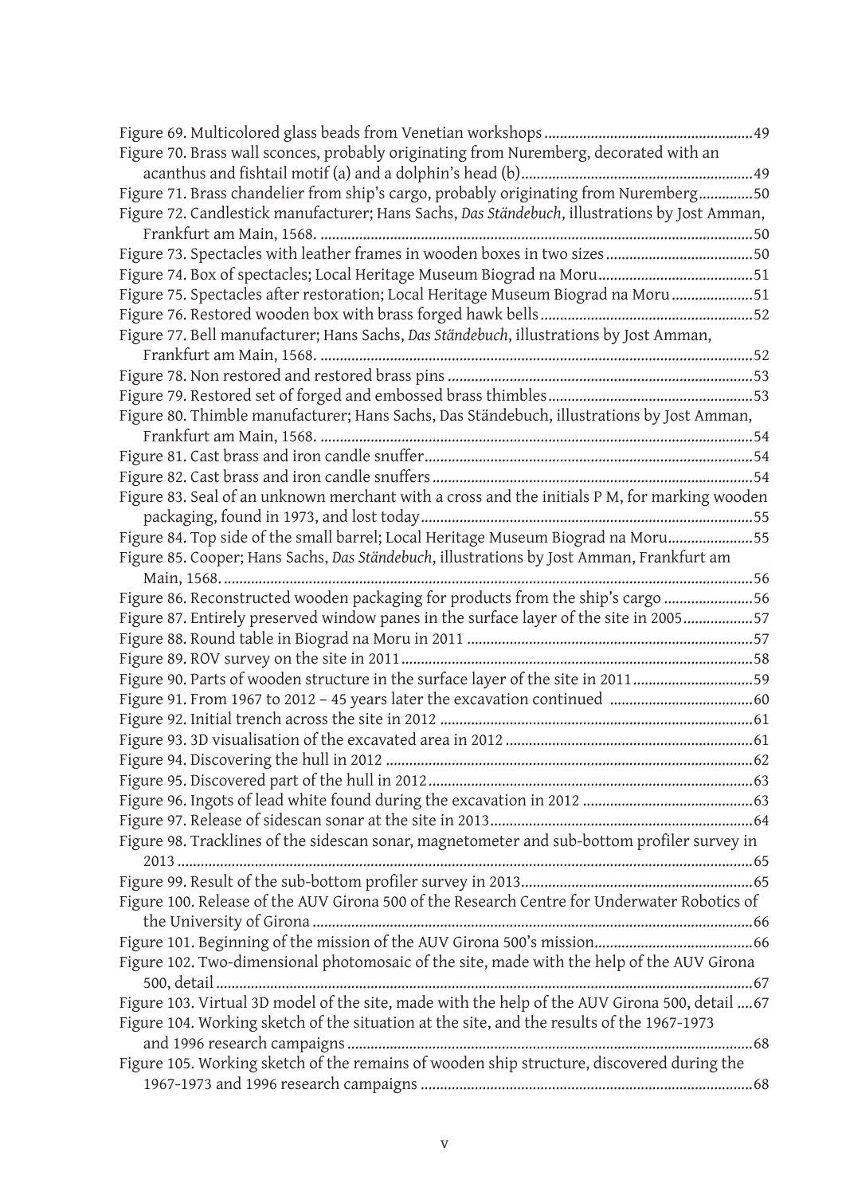Figure 69. Multicolored glass beads from Venetian workshops ......................................................49

Figure 70. Brass wall sconces, probably originating from Nuremberg, decorated with an acanthus and fishtail motif (a) and a dolphin's head (b)............................................................49

Figure 71. Brass chandelier from ship's cargo, probably originating from Nuremberg..............50

Figure 72. Candlestick manufacturer; Hans Sachs, *Das Ständebuch*, illustrations by Jost Amman, Frankfurt am Main, 1568. ...............................................................................................50

Figure 73. Spectacles with leather frames in wooden boxes in two sizes ......................................50

Figure 74. Box of spectacles; Local Heritage Museum Biograd na Moru........................................51

Figure 75. Spectacles after restoration; Local Heritage Museum Biograd na Moru .....................51

Figure 76. Restored wooden box with brass forged hawk bells.......................................................52

Figure 77. Bell manufacturer; Hans Sachs, *Das Ständebuch*, illustrations by Jost Amman, Frankfurt am Main, 1568. ...............................................................................................52

Figure 78. Non restored and restored brass pins ...............................................................................53

Figure 79. Restored set of forged and embossed brass thimbles.....................................................53

Figure 80. Thimble manufacturer; Hans Sachs, Das Ständebuch, illustrations by Jost Amman, Frankfurt am Main, 1568. ...............................................................................................54

Figure 81. Cast brass and iron candle snuffer.....................................................................................54

Figure 82. Cast brass and iron candle snuffers ...................................................................................54

Figure 83. Seal of an unknown merchant with a cross and the initials P M, for marking wooden packaging, found in 1973, and lost today.....................................................................55

Figure 84. Top side of the small barrel; Local Heritage Museum Biograd na Moru......................55

Figure 85. Cooper; Hans Sachs, *Das Ständebuch*, illustrations by Jost Amman, Frankfurt am Main, 1568. .........................................................................................................................56

Figure 86. Reconstructed wooden packaging for products from the ship's cargo .......................56

Figure 87. Entirely preserved window panes in the surface layer of the site in 2005..................57

Figure 88. Round table in Biograd na Moru in 2011 ..........................................................................57

Figure 89. ROV survey on the site in 2011...........................................................................................58

Figure 90. Parts of wooden structure in the surface layer of the site in 2011...............................59

Figure 91. From 1967 to 2012 – 45 years later the excavation continued .....................................60

Figure 92. Initial trench across the site in 2012 .................................................................................61

Figure 93. 3D visualisation of the excavated area in 2012 ................................................................61

Figure 94. Discovering the hull in 2012 ...............................................................................................62

Figure 95. Discovered part of the hull in 2012....................................................................................63

Figure 96. Ingots of lead white found during the excavation in 2012 ............................................63

Figure 97. Release of sidescan sonar at the site in 2013....................................................................64

Figure 98. Tracklines of the sidescan sonar, magnetometer and sub-bottom profiler survey in 2013 ..................................................................................................................................65

Figure 99. Result of the sub-bottom profiler survey in 2013............................................................65

Figure 100. Release of the AUV Girona 500 of the Research Centre for Underwater Robotics of the University of Girona ................................................................................................66

Figure 101. Beginning of the mission of the AUV Girona 500's mission.........................................66

Figure 102. Two-dimensional photomosaic of the site, made with the help of the AUV Girona 500, detail .........................................................................................................................67

Figure 103. Virtual 3D model of the site, made with the help of the AUV Girona 500, detail ....67

Figure 104. Working sketch of the situation at the site, and the results of the 1967-1973 and 1996 research campaigns ........................................................................................68

Figure 105. Working sketch of the remains of wooden ship structure, discovered during the 1967-1973 and 1996 research campaigns .....................................................................68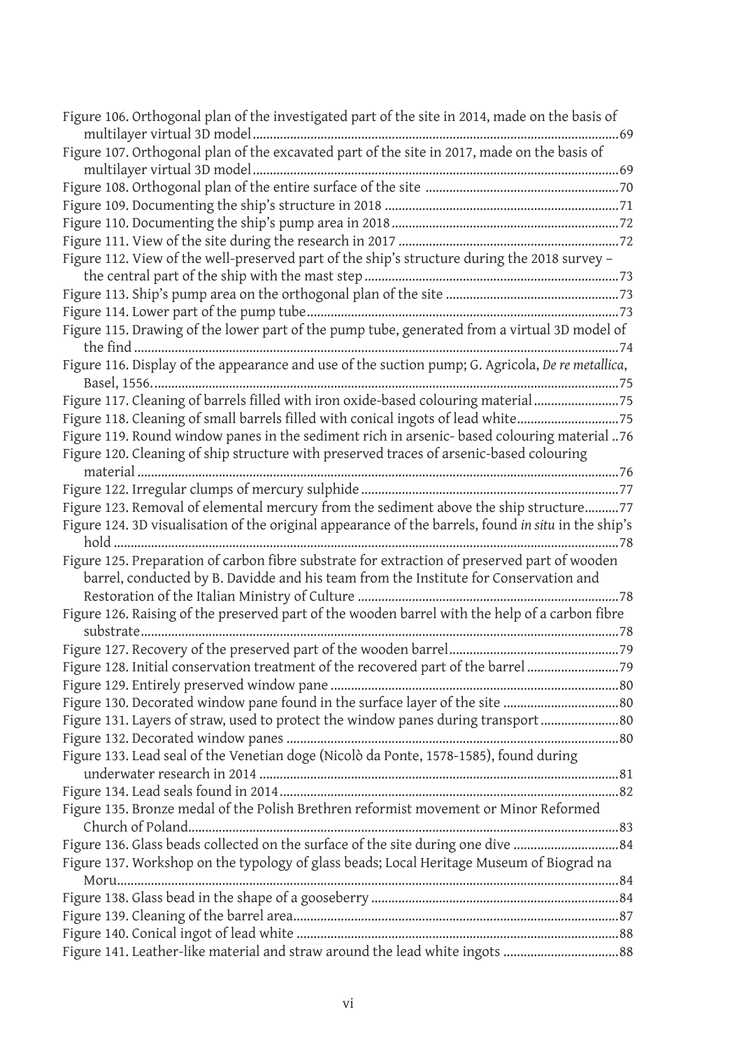Figure 106. Orthogonal plan of the investigated part of the site in 2014, made on the basis of multilayer virtual 3D model ........ 69
Figure 107. Orthogonal plan of the excavated part of the site in 2017, made on the basis of multilayer virtual 3D model ........ 69
Figure 108. Orthogonal plan of the entire surface of the site ........ 70
Figure 109. Documenting the ship's structure in 2018 ........ 71
Figure 110. Documenting the ship's pump area in 2018 ........ 72
Figure 111. View of the site during the research in 2017 ........ 72
Figure 112. View of the well-preserved part of the ship's structure during the 2018 survey – the central part of the ship with the mast step ........ 73
Figure 113. Ship's pump area on the orthogonal plan of the site ........ 73
Figure 114. Lower part of the pump tube ........ 73
Figure 115. Drawing of the lower part of the pump tube, generated from a virtual 3D model of the find ........ 74
Figure 116. Display of the appearance and use of the suction pump; G. Agricola, *De re metallica*, Basel, 1556. ........ 75
Figure 117. Cleaning of barrels filled with iron oxide-based colouring material ........ 75
Figure 118. Cleaning of small barrels filled with conical ingots of lead white ........ 75
Figure 119. Round window panes in the sediment rich in arsenic- based colouring material .. 76
Figure 120. Cleaning of ship structure with preserved traces of arsenic-based colouring material ........ 76
Figure 122. Irregular clumps of mercury sulphide ........ 77
Figure 123. Removal of elemental mercury from the sediment above the ship structure ........ 77
Figure 124. 3D visualisation of the original appearance of the barrels, found *in situ* in the ship's hold ........ 78
Figure 125. Preparation of carbon fibre substrate for extraction of preserved part of wooden barrel, conducted by B. Davidde and his team from the Institute for Conservation and Restoration of the Italian Ministry of Culture ........ 78
Figure 126. Raising of the preserved part of the wooden barrel with the help of a carbon fibre substrate ........ 78
Figure 127. Recovery of the preserved part of the wooden barrel ........ 79
Figure 128. Initial conservation treatment of the recovered part of the barrel ........ 79
Figure 129. Entirely preserved window pane ........ 80
Figure 130. Decorated window pane found in the surface layer of the site ........ 80
Figure 131. Layers of straw, used to protect the window panes during transport ........ 80
Figure 132. Decorated window panes ........ 80
Figure 133. Lead seal of the Venetian doge (Nicolò da Ponte, 1578-1585), found during underwater research in 2014 ........ 81
Figure 134. Lead seals found in 2014 ........ 82
Figure 135. Bronze medal of the Polish Brethren reformist movement or Minor Reformed Church of Poland ........ 83
Figure 136. Glass beads collected on the surface of the site during one dive ........ 84
Figure 137. Workshop on the typology of glass beads; Local Heritage Museum of Biograd na Moru ........ 84
Figure 138. Glass bead in the shape of a gooseberry ........ 84
Figure 139. Cleaning of the barrel area ........ 87
Figure 140. Conical ingot of lead white ........ 88
Figure 141. Leather-like material and straw around the lead white ingots ........ 88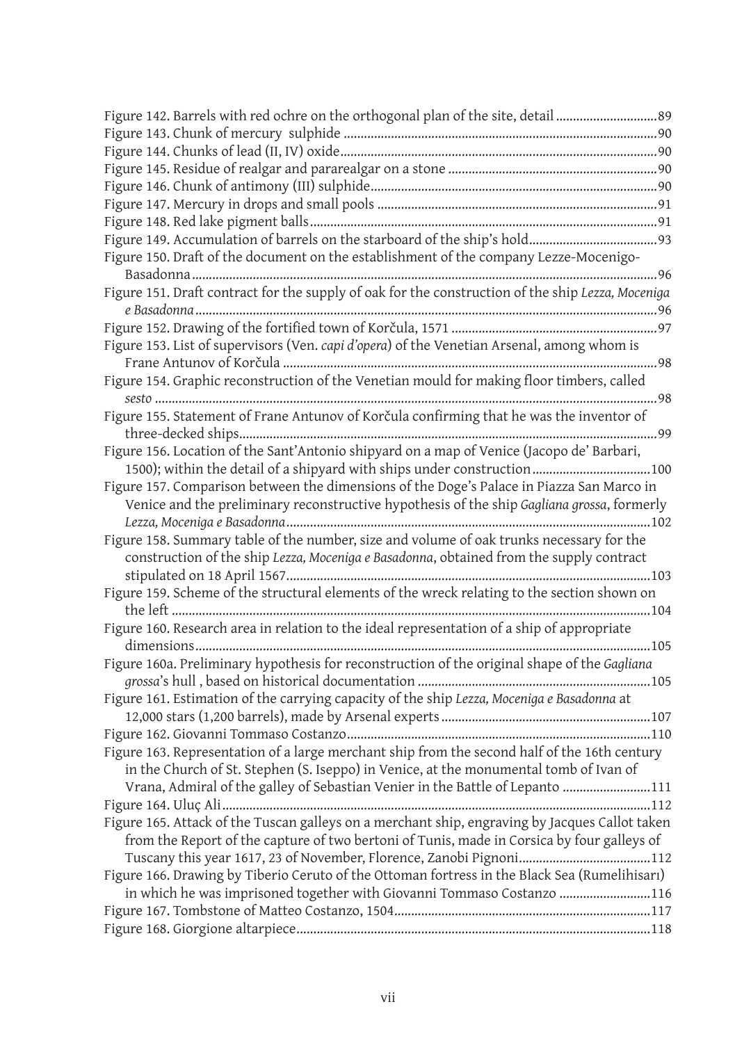Figure 142. Barrels with red ochre on the orthogonal plan of the site, detail .............................89

Figure 143. Chunk of mercury sulphide ..............................................................................................90

Figure 144. Chunks of lead (II, IV) oxide..............................................................................................90

Figure 145. Residue of realgar and pararealgar on a stone ..............................................................90

Figure 146. Chunk of antimony (III) sulphide......................................................................................90

Figure 147. Mercury in drops and small pools ...................................................................................91

Figure 148. Red lake pigment balls.......................................................................................................91

Figure 149. Accumulation of barrels on the starboard of the ship's hold......................................93

Figure 150. Draft of the document on the establishment of the company Lezze-Mocenigo-Basadonna.........................................................................................................................................96

Figure 151. Draft contract for the supply of oak for the construction of the ship *Lezza, Moceniga e Basadonna*........................................................................................................................................96

Figure 152. Drawing of the fortified town of Korčula, 1571 .............................................................97

Figure 153. List of supervisors (Ven. *capi d'opera*) of the Venetian Arsenal, among whom is Frane Antunov of Korčula ..............................................................................................................98

Figure 154. Graphic reconstruction of the Venetian mould for making floor timbers, called *sesto* ...................................................................................................................................................98

Figure 155. Statement of Frane Antunov of Korčula confirming that he was the inventor of three-decked ships............................................................................................................................99

Figure 156. Location of the Sant'Antonio shipyard on a map of Venice (Jacopo de' Barbari, 1500); within the detail of a shipyard with ships under construction...................................100

Figure 157. Comparison between the dimensions of the Doge's Palace in Piazza San Marco in Venice and the preliminary reconstructive hypothesis of the ship *Gagliana grossa*, formerly *Lezza, Moceniga e Basadonna*..........................................................................................................102

Figure 158. Summary table of the number, size and volume of oak trunks necessary for the construction of the ship *Lezza, Moceniga e Basadonna*, obtained from the supply contract stipulated on 18 April 1567...........................................................................................................103

Figure 159. Scheme of the structural elements of the wreck relating to the section shown on the left ............................................................................................................................................104

Figure 160. Research area in relation to the ideal representation of a ship of appropriate dimensions......................................................................................................................................105

Figure 160a. Preliminary hypothesis for reconstruction of the original shape of the *Gagliana grossa*'s hull , based on historical documentation .....................................................................105

Figure 161. Estimation of the carrying capacity of the ship *Lezza, Moceniga e Basadonna* at 12,000 stars (1,200 barrels), made by Arsenal experts ..............................................................107

Figure 162. Giovanni Tommaso Costanzo..........................................................................................110

Figure 163. Representation of a large merchant ship from the second half of the 16th century in the Church of St. Stephen (S. Iseppo) in Venice, at the monumental tomb of Ivan of Vrana, Admiral of the galley of Sebastian Venier in the Battle of Lepanto ..........................111

Figure 164. Uluç Ali..............................................................................................................................112

Figure 165. Attack of the Tuscan galleys on a merchant ship, engraving by Jacques Callot taken from the Report of the capture of two bertoni of Tunis, made in Corsica by four galleys of Tuscany this year 1617, 23 of November, Florence, Zanobi Pignoni.......................................112

Figure 166. Drawing by Tiberio Ceruto of the Ottoman fortress in the Black Sea (Rumelihisarı) in which he was imprisoned together with Giovanni Tommaso Costanzo ...........................116

Figure 167. Tombstone of Matteo Costanzo, 1504............................................................................117

Figure 168. Giorgione altarpiece.........................................................................................................118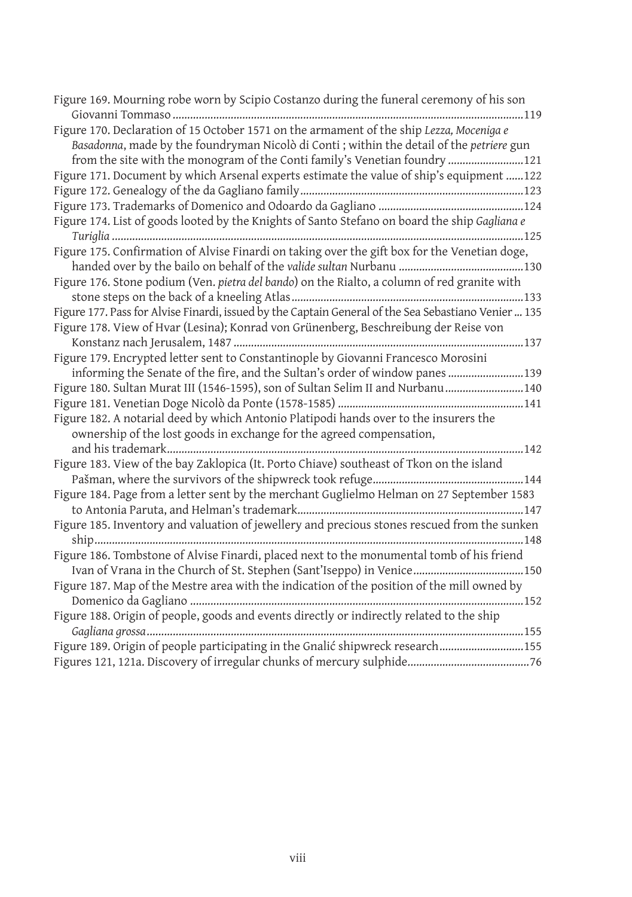Figure 169. Mourning robe worn by Scipio Costanzo during the funeral ceremony of his son Giovanni Tommaso ........................................................................................................................119

Figure 170. Declaration of 15 October 1571 on the armament of the ship *Lezza, Moceniga e Basadonna*, made by the foundryman Nicolò di Conti ; within the detail of the *petriere* gun from the site with the monogram of the Conti family's Venetian foundry ..........................121

Figure 171. Document by which Arsenal experts estimate the value of ship's equipment ......122

Figure 172. Genealogy of the da Gagliano family.............................................................................123

Figure 173. Trademarks of Domenico and Odoardo da Gagliano ..................................................124

Figure 174. List of goods looted by the Knights of Santo Stefano on board the ship *Gagliana e Turiglia* .............................................................................................................................................125

Figure 175. Confirmation of Alvise Finardi on taking over the gift box for the Venetian doge, handed over by the bailo on behalf of the *valide sultan* Nurbanu ...........................................130

Figure 176. Stone podium (Ven. *pietra del bando*) on the Rialto, a column of red granite with stone steps on the back of a kneeling Atlas................................................................................133

Figure 177. Pass for Alvise Finardi, issued by the Captain General of the Sea Sebastiano Venier ... 135

Figure 178. View of Hvar (Lesina); Konrad von Grünenberg, Beschreibung der Reise von Konstanz nach Jerusalem, 1487 ...................................................................................................137

Figure 179. Encrypted letter sent to Constantinople by Giovanni Francesco Morosini informing the Senate of the fire, and the Sultan's order of window panes ..........................139

Figure 180. Sultan Murat III (1546-1595), son of Sultan Selim II and Nurbanu...........................140

Figure 181. Venetian Doge Nicolò da Ponte (1578-1585) ................................................................141

Figure 182. A notarial deed by which Antonio Platipodi hands over to the insurers the ownership of the lost goods in exchange for the agreed compensation, and his trademark..........................................................................................................................142

Figure 183. View of the bay Zaklopica (It. Porto Chiave) southeast of Tkon on the island Pašman, where the survivors of the shipwreck took refuge....................................................144

Figure 184. Page from a letter sent by the merchant Guglielmo Helman on 27 September 1583 to Antonia Paruta, and Helman's trademark.............................................................................147

Figure 185. Inventory and valuation of jewellery and precious stones rescued from the sunken ship...................................................................................................................................................148

Figure 186. Tombstone of Alvise Finardi, placed next to the monumental tomb of his friend Ivan of Vrana in the Church of St. Stephen (Sant'Iseppo) in Venice......................................150

Figure 187. Map of the Mestre area with the indication of the position of the mill owned by Domenico da Gagliano .................................................................................................................152

Figure 188. Origin of people, goods and events directly or indirectly related to the ship *Gagliana grossa*.................................................................................................................................155

Figure 189. Origin of people participating in the Gnalić shipwreck research.............................155

Figures 121, 121a. Discovery of irregular chunks of mercury sulphide..........................................76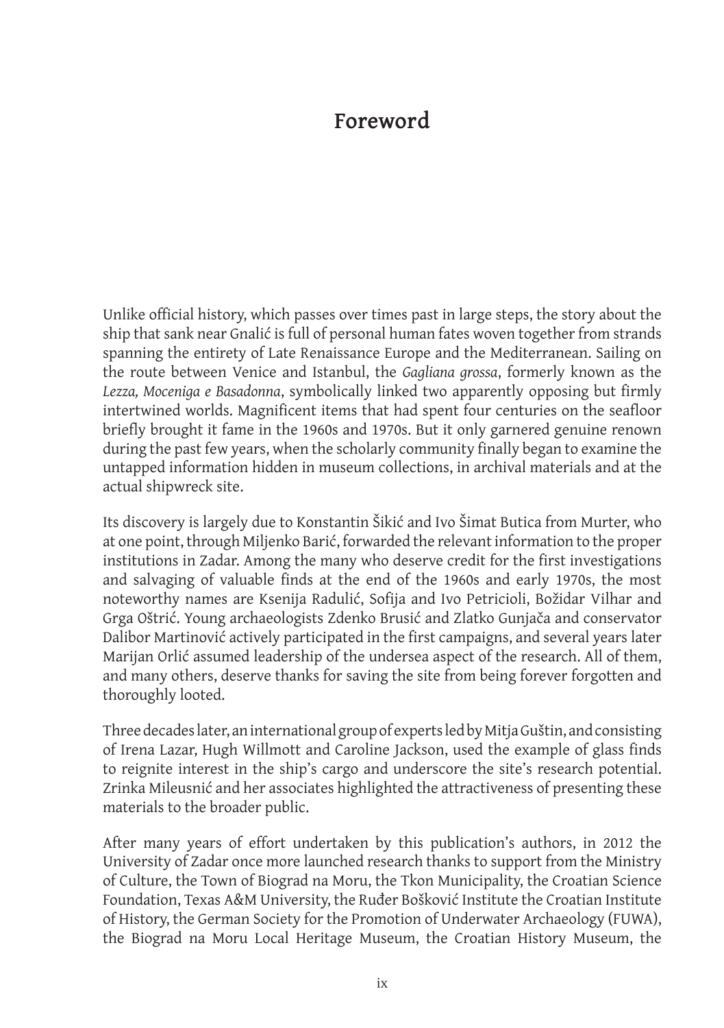# Foreword

Unlike official history, which passes over times past in large steps, the story about the ship that sank near Gnalić is full of personal human fates woven together from strands spanning the entirety of Late Renaissance Europe and the Mediterranean. Sailing on the route between Venice and Istanbul, the *Gagliana grossa*, formerly known as the *Lezza, Moceniga e Basadonna*, symbolically linked two apparently opposing but firmly intertwined worlds. Magnificent items that had spent four centuries on the seafloor briefly brought it fame in the 1960s and 1970s. But it only garnered genuine renown during the past few years, when the scholarly community finally began to examine the untapped information hidden in museum collections, in archival materials and at the actual shipwreck site.

Its discovery is largely due to Konstantin Šikić and Ivo Šimat Butica from Murter, who at one point, through Miljenko Barić, forwarded the relevant information to the proper institutions in Zadar. Among the many who deserve credit for the first investigations and salvaging of valuable finds at the end of the 1960s and early 1970s, the most noteworthy names are Ksenija Radulić, Sofija and Ivo Petricioli, Božidar Vilhar and Grga Oštrić. Young archaeologists Zdenko Brusić and Zlatko Gunjača and conservator Dalibor Martinović actively participated in the first campaigns, and several years later Marijan Orlić assumed leadership of the undersea aspect of the research. All of them, and many others, deserve thanks for saving the site from being forever forgotten and thoroughly looted.

Three decades later, an international group of experts led by Mitja Guštin, and consisting of Irena Lazar, Hugh Willmott and Caroline Jackson, used the example of glass finds to reignite interest in the ship's cargo and underscore the site's research potential. Zrinka Mileusnić and her associates highlighted the attractiveness of presenting these materials to the broader public.

After many years of effort undertaken by this publication's authors, in 2012 the University of Zadar once more launched research thanks to support from the Ministry of Culture, the Town of Biograd na Moru, the Tkon Municipality, the Croatian Science Foundation, Texas A&M University, the Ruđer Bošković Institute the Croatian Institute of History, the German Society for the Promotion of Underwater Archaeology (FUWA), the Biograd na Moru Local Heritage Museum, the Croatian History Museum, the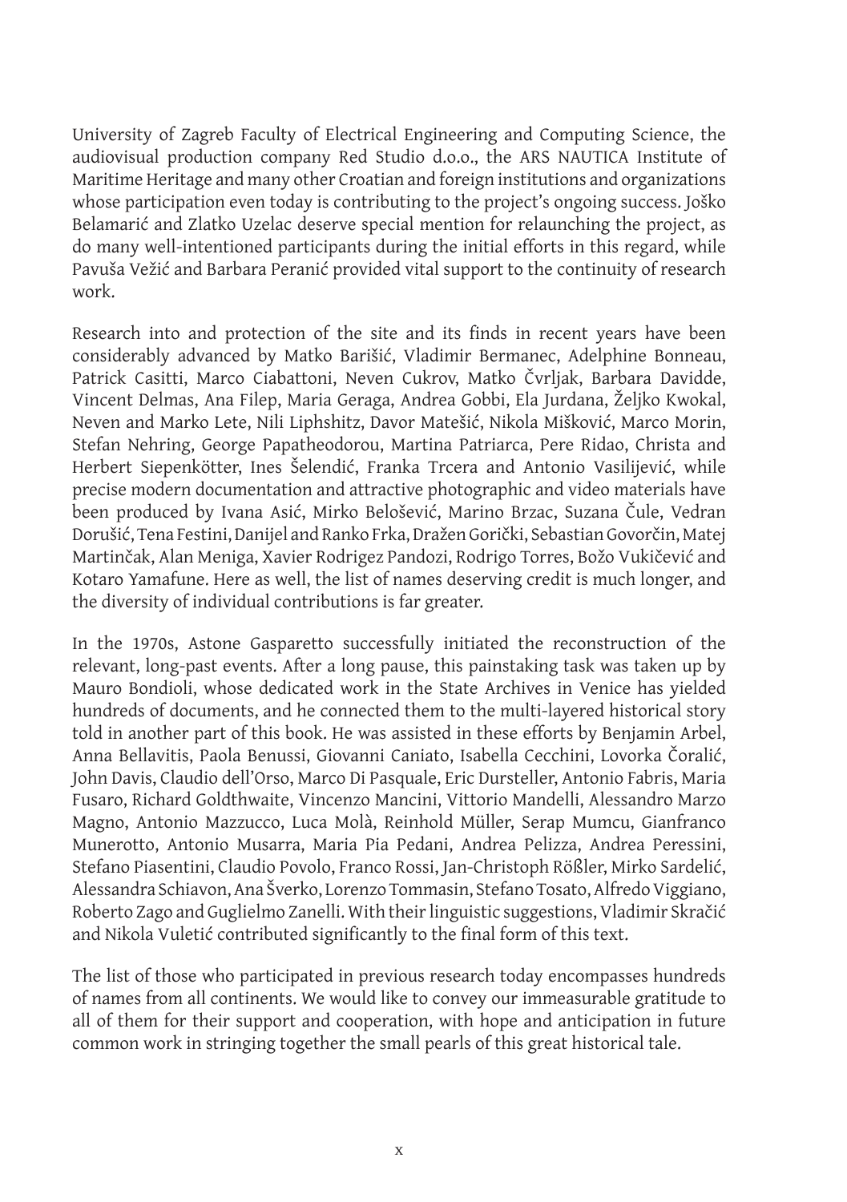University of Zagreb Faculty of Electrical Engineering and Computing Science, the audiovisual production company Red Studio d.o.o., the ARS NAUTICA Institute of Maritime Heritage and many other Croatian and foreign institutions and organizations whose participation even today is contributing to the project's ongoing success. Joško Belamarić and Zlatko Uzelac deserve special mention for relaunching the project, as do many well-intentioned participants during the initial efforts in this regard, while Pavuša Vežić and Barbara Peranić provided vital support to the continuity of research work.

Research into and protection of the site and its finds in recent years have been considerably advanced by Matko Barišić, Vladimir Bermanec, Adelphine Bonneau, Patrick Casitti, Marco Ciabattoni, Neven Cukrov, Matko Čvrljak, Barbara Davidde, Vincent Delmas, Ana Filep, Maria Geraga, Andrea Gobbi, Ela Jurdana, Željko Kwokal, Neven and Marko Lete, Nili Liphshitz, Davor Matešić, Nikola Mišković, Marco Morin, Stefan Nehring, George Papatheodorou, Martina Patriarca, Pere Ridao, Christa and Herbert Siepenkötter, Ines Šelendić, Franka Trcera and Antonio Vasilijević, while precise modern documentation and attractive photographic and video materials have been produced by Ivana Asić, Mirko Belošević, Marino Brzac, Suzana Čule, Vedran Dorušić, Tena Festini, Danijel and Ranko Frka, Dražen Gorički, Sebastian Govorčin, Matej Martinčak, Alan Meniga, Xavier Rodrigez Pandozi, Rodrigo Torres, Božo Vukičević and Kotaro Yamafune. Here as well, the list of names deserving credit is much longer, and the diversity of individual contributions is far greater.

In the 1970s, Astone Gasparetto successfully initiated the reconstruction of the relevant, long-past events. After a long pause, this painstaking task was taken up by Mauro Bondioli, whose dedicated work in the State Archives in Venice has yielded hundreds of documents, and he connected them to the multi-layered historical story told in another part of this book. He was assisted in these efforts by Benjamin Arbel, Anna Bellavitis, Paola Benussi, Giovanni Caniato, Isabella Cecchini, Lovorka Čoralić, John Davis, Claudio dell'Orso, Marco Di Pasquale, Eric Dursteller, Antonio Fabris, Maria Fusaro, Richard Goldthwaite, Vincenzo Mancini, Vittorio Mandelli, Alessandro Marzo Magno, Antonio Mazzucco, Luca Molà, Reinhold Müller, Serap Mumcu, Gianfranco Munerotto, Antonio Musarra, Maria Pia Pedani, Andrea Pelizza, Andrea Peressini, Stefano Piasentini, Claudio Povolo, Franco Rossi, Jan-Christoph Rößler, Mirko Sardelić, Alessandra Schiavon, Ana Šverko, Lorenzo Tommasin, Stefano Tosato, Alfredo Viggiano, Roberto Zago and Guglielmo Zanelli. With their linguistic suggestions, Vladimir Skračić and Nikola Vuletić contributed significantly to the final form of this text.

The list of those who participated in previous research today encompasses hundreds of names from all continents. We would like to convey our immeasurable gratitude to all of them for their support and cooperation, with hope and anticipation in future common work in stringing together the small pearls of this great historical tale.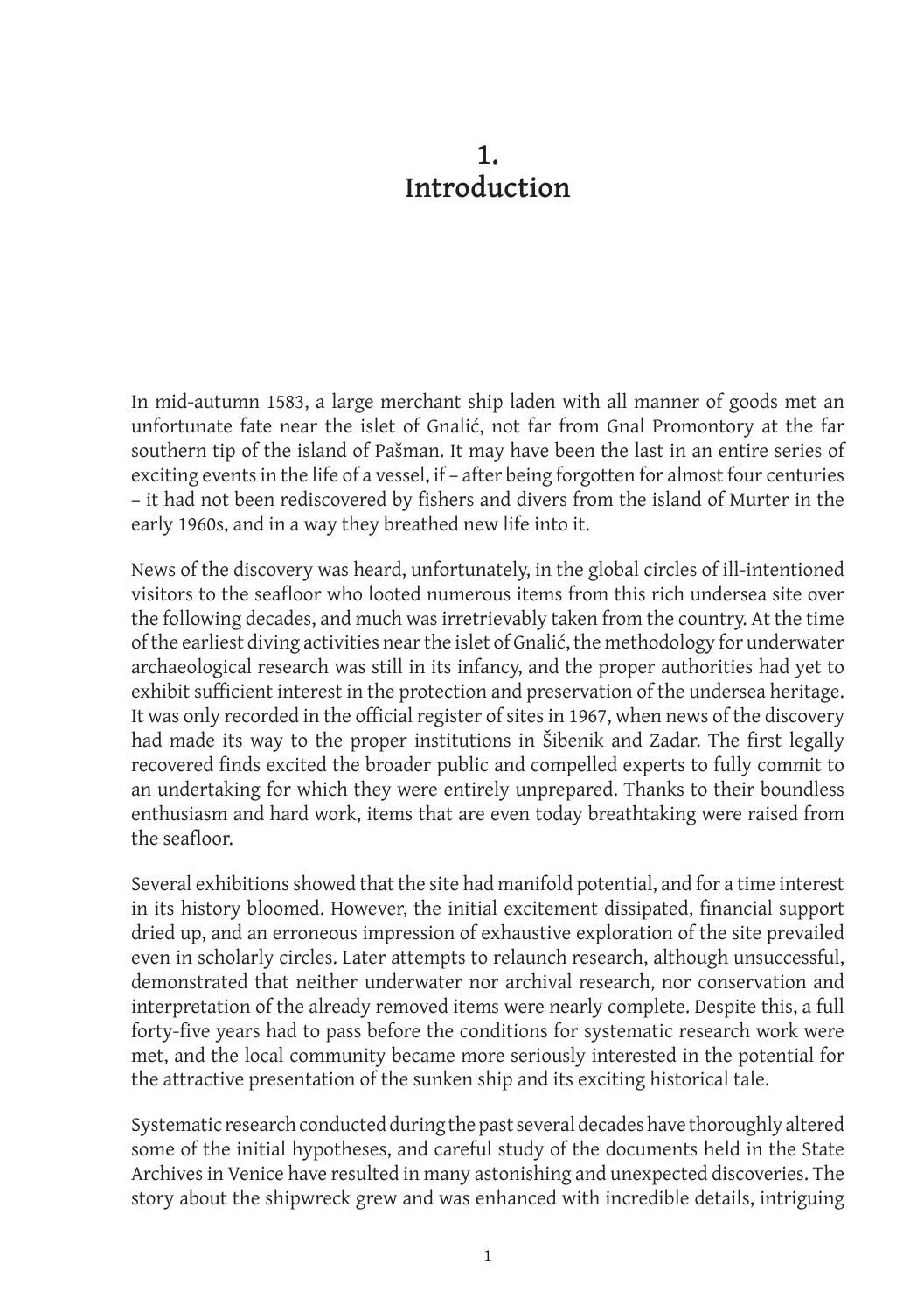# 1. Introduction

In mid-autumn 1583, a large merchant ship laden with all manner of goods met an unfortunate fate near the islet of Gnalić, not far from Gnal Promontory at the far southern tip of the island of Pašman. It may have been the last in an entire series of exciting events in the life of a vessel, if – after being forgotten for almost four centuries – it had not been rediscovered by fishers and divers from the island of Murter in the early 1960s, and in a way they breathed new life into it.

News of the discovery was heard, unfortunately, in the global circles of ill-intentioned visitors to the seafloor who looted numerous items from this rich undersea site over the following decades, and much was irretrievably taken from the country. At the time of the earliest diving activities near the islet of Gnalić, the methodology for underwater archaeological research was still in its infancy, and the proper authorities had yet to exhibit sufficient interest in the protection and preservation of the undersea heritage. It was only recorded in the official register of sites in 1967, when news of the discovery had made its way to the proper institutions in Šibenik and Zadar. The first legally recovered finds excited the broader public and compelled experts to fully commit to an undertaking for which they were entirely unprepared. Thanks to their boundless enthusiasm and hard work, items that are even today breathtaking were raised from the seafloor.

Several exhibitions showed that the site had manifold potential, and for a time interest in its history bloomed. However, the initial excitement dissipated, financial support dried up, and an erroneous impression of exhaustive exploration of the site prevailed even in scholarly circles. Later attempts to relaunch research, although unsuccessful, demonstrated that neither underwater nor archival research, nor conservation and interpretation of the already removed items were nearly complete. Despite this, a full forty-five years had to pass before the conditions for systematic research work were met, and the local community became more seriously interested in the potential for the attractive presentation of the sunken ship and its exciting historical tale.

Systematic research conducted during the past several decades have thoroughly altered some of the initial hypotheses, and careful study of the documents held in the State Archives in Venice have resulted in many astonishing and unexpected discoveries. The story about the shipwreck grew and was enhanced with incredible details, intriguing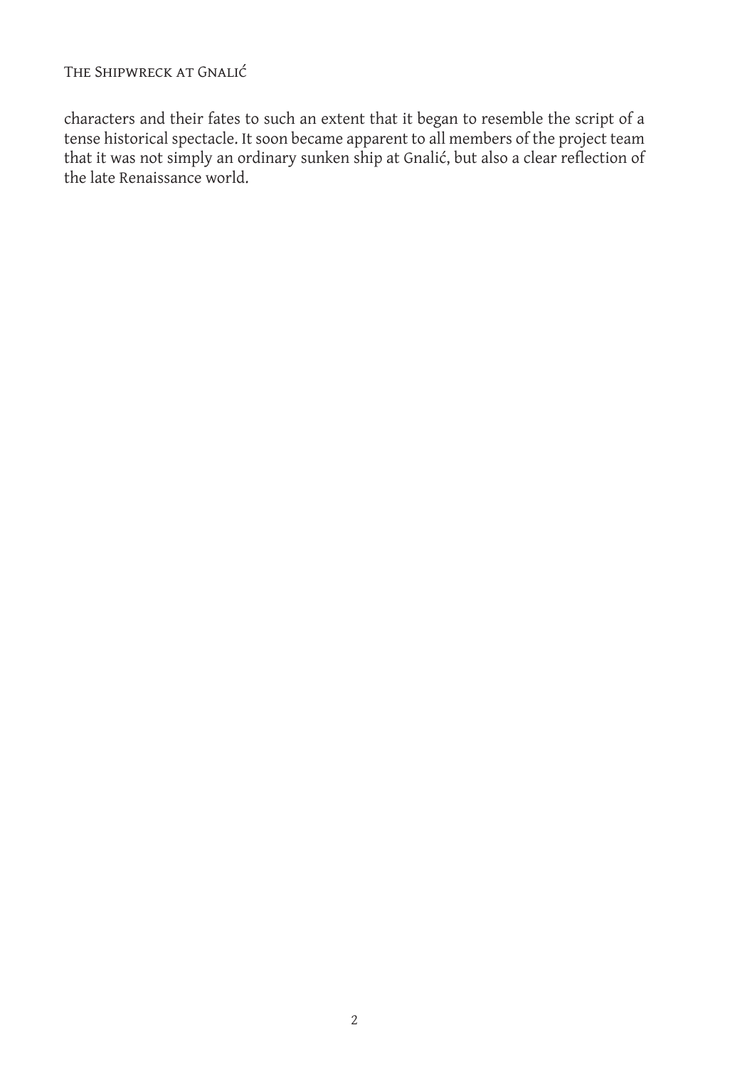characters and their fates to such an extent that it began to resemble the script of a tense historical spectacle. It soon became apparent to all members of the project team that it was not simply an ordinary sunken ship at Gnalić, but also a clear reflection of the late Renaissance world.